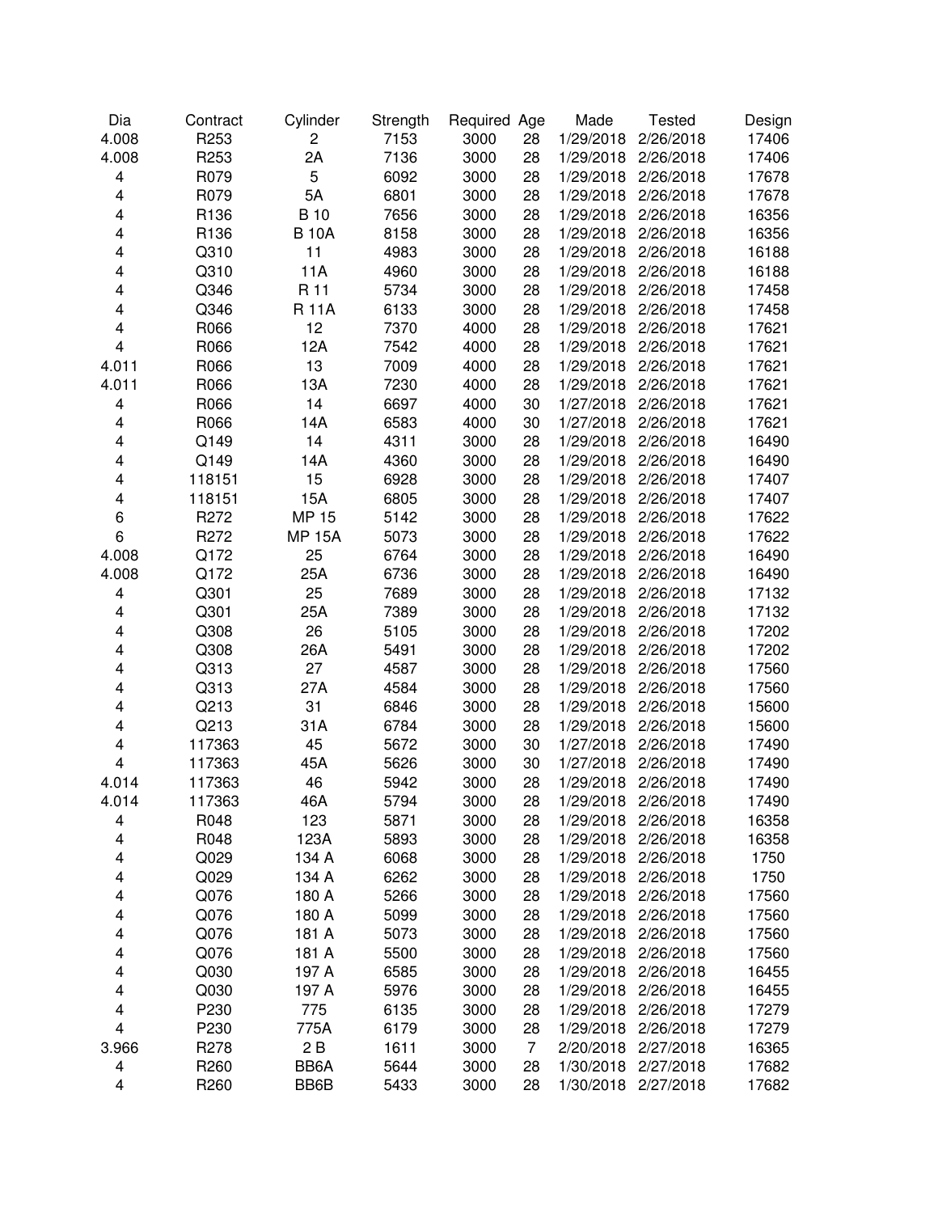| Dia | Contract | Cylinder | Strength | Required | Age | Made | Tested | Design |
|---|---|---|---|---|---|---|---|---|
| 4.008 | R253 | 2 | 7153 | 3000 | 28 | 1/29/2018 | 2/26/2018 | 17406 |
| 4.008 | R253 | 2A | 7136 | 3000 | 28 | 1/29/2018 | 2/26/2018 | 17406 |
| 4 | R079 | 5 | 6092 | 3000 | 28 | 1/29/2018 | 2/26/2018 | 17678 |
| 4 | R079 | 5A | 6801 | 3000 | 28 | 1/29/2018 | 2/26/2018 | 17678 |
| 4 | R136 | B 10 | 7656 | 3000 | 28 | 1/29/2018 | 2/26/2018 | 16356 |
| 4 | R136 | B 10A | 8158 | 3000 | 28 | 1/29/2018 | 2/26/2018 | 16356 |
| 4 | Q310 | 11 | 4983 | 3000 | 28 | 1/29/2018 | 2/26/2018 | 16188 |
| 4 | Q310 | 11A | 4960 | 3000 | 28 | 1/29/2018 | 2/26/2018 | 16188 |
| 4 | Q346 | R 11 | 5734 | 3000 | 28 | 1/29/2018 | 2/26/2018 | 17458 |
| 4 | Q346 | R 11A | 6133 | 3000 | 28 | 1/29/2018 | 2/26/2018 | 17458 |
| 4 | R066 | 12 | 7370 | 4000 | 28 | 1/29/2018 | 2/26/2018 | 17621 |
| 4 | R066 | 12A | 7542 | 4000 | 28 | 1/29/2018 | 2/26/2018 | 17621 |
| 4.011 | R066 | 13 | 7009 | 4000 | 28 | 1/29/2018 | 2/26/2018 | 17621 |
| 4.011 | R066 | 13A | 7230 | 4000 | 28 | 1/29/2018 | 2/26/2018 | 17621 |
| 4 | R066 | 14 | 6697 | 4000 | 30 | 1/27/2018 | 2/26/2018 | 17621 |
| 4 | R066 | 14A | 6583 | 4000 | 30 | 1/27/2018 | 2/26/2018 | 17621 |
| 4 | Q149 | 14 | 4311 | 3000 | 28 | 1/29/2018 | 2/26/2018 | 16490 |
| 4 | Q149 | 14A | 4360 | 3000 | 28 | 1/29/2018 | 2/26/2018 | 16490 |
| 4 | 118151 | 15 | 6928 | 3000 | 28 | 1/29/2018 | 2/26/2018 | 17407 |
| 4 | 118151 | 15A | 6805 | 3000 | 28 | 1/29/2018 | 2/26/2018 | 17407 |
| 6 | R272 | MP 15 | 5142 | 3000 | 28 | 1/29/2018 | 2/26/2018 | 17622 |
| 6 | R272 | MP 15A | 5073 | 3000 | 28 | 1/29/2018 | 2/26/2018 | 17622 |
| 4.008 | Q172 | 25 | 6764 | 3000 | 28 | 1/29/2018 | 2/26/2018 | 16490 |
| 4.008 | Q172 | 25A | 6736 | 3000 | 28 | 1/29/2018 | 2/26/2018 | 16490 |
| 4 | Q301 | 25 | 7689 | 3000 | 28 | 1/29/2018 | 2/26/2018 | 17132 |
| 4 | Q301 | 25A | 7389 | 3000 | 28 | 1/29/2018 | 2/26/2018 | 17132 |
| 4 | Q308 | 26 | 5105 | 3000 | 28 | 1/29/2018 | 2/26/2018 | 17202 |
| 4 | Q308 | 26A | 5491 | 3000 | 28 | 1/29/2018 | 2/26/2018 | 17202 |
| 4 | Q313 | 27 | 4587 | 3000 | 28 | 1/29/2018 | 2/26/2018 | 17560 |
| 4 | Q313 | 27A | 4584 | 3000 | 28 | 1/29/2018 | 2/26/2018 | 17560 |
| 4 | Q213 | 31 | 6846 | 3000 | 28 | 1/29/2018 | 2/26/2018 | 15600 |
| 4 | Q213 | 31A | 6784 | 3000 | 28 | 1/29/2018 | 2/26/2018 | 15600 |
| 4 | 117363 | 45 | 5672 | 3000 | 30 | 1/27/2018 | 2/26/2018 | 17490 |
| 4 | 117363 | 45A | 5626 | 3000 | 30 | 1/27/2018 | 2/26/2018 | 17490 |
| 4.014 | 117363 | 46 | 5942 | 3000 | 28 | 1/29/2018 | 2/26/2018 | 17490 |
| 4.014 | 117363 | 46A | 5794 | 3000 | 28 | 1/29/2018 | 2/26/2018 | 17490 |
| 4 | R048 | 123 | 5871 | 3000 | 28 | 1/29/2018 | 2/26/2018 | 16358 |
| 4 | R048 | 123A | 5893 | 3000 | 28 | 1/29/2018 | 2/26/2018 | 16358 |
| 4 | Q029 | 134 A | 6068 | 3000 | 28 | 1/29/2018 | 2/26/2018 | 1750 |
| 4 | Q029 | 134 A | 6262 | 3000 | 28 | 1/29/2018 | 2/26/2018 | 1750 |
| 4 | Q076 | 180 A | 5266 | 3000 | 28 | 1/29/2018 | 2/26/2018 | 17560 |
| 4 | Q076 | 180 A | 5099 | 3000 | 28 | 1/29/2018 | 2/26/2018 | 17560 |
| 4 | Q076 | 181 A | 5073 | 3000 | 28 | 1/29/2018 | 2/26/2018 | 17560 |
| 4 | Q076 | 181 A | 5500 | 3000 | 28 | 1/29/2018 | 2/26/2018 | 17560 |
| 4 | Q030 | 197 A | 6585 | 3000 | 28 | 1/29/2018 | 2/26/2018 | 16455 |
| 4 | Q030 | 197 A | 5976 | 3000 | 28 | 1/29/2018 | 2/26/2018 | 16455 |
| 4 | P230 | 775 | 6135 | 3000 | 28 | 1/29/2018 | 2/26/2018 | 17279 |
| 4 | P230 | 775A | 6179 | 3000 | 28 | 1/29/2018 | 2/26/2018 | 17279 |
| 3.966 | R278 | 2 B | 1611 | 3000 | 7 | 2/20/2018 | 2/27/2018 | 16365 |
| 4 | R260 | BB6A | 5644 | 3000 | 28 | 1/30/2018 | 2/27/2018 | 17682 |
| 4 | R260 | BB6B | 5433 | 3000 | 28 | 1/30/2018 | 2/27/2018 | 17682 |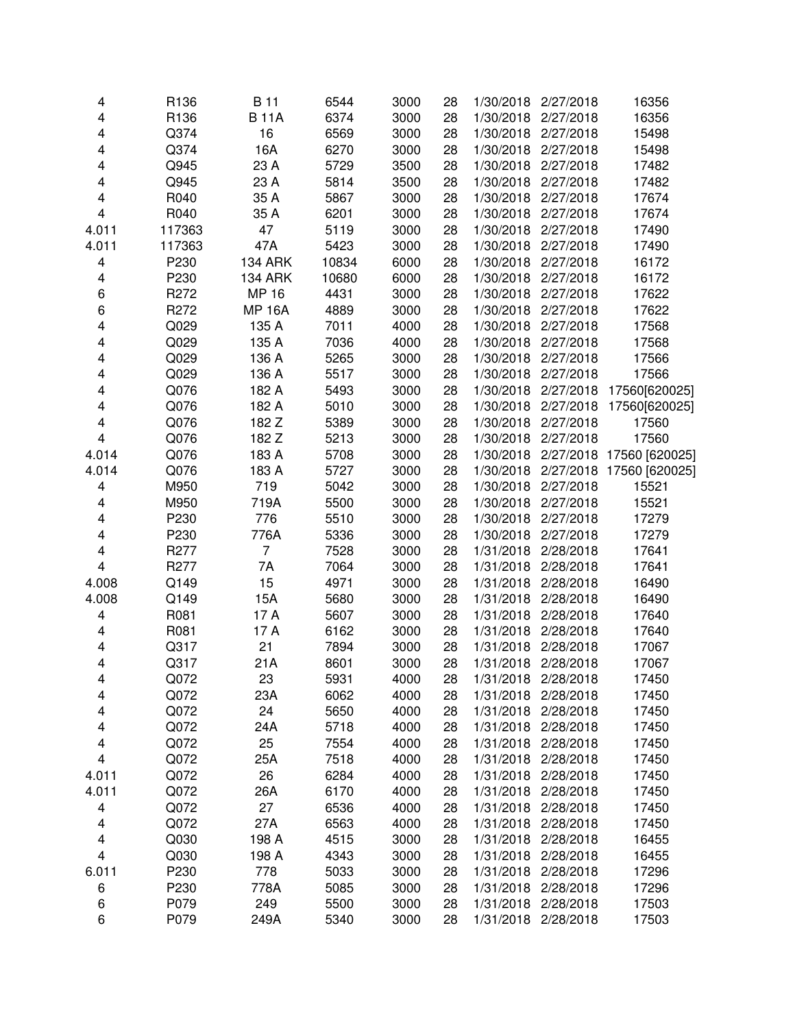| | | | | | | | | |
|---|---|---|---|---|---|---|---|---|
| 4 | R136 | B 11 | 6544 | 3000 | 28 | 1/30/2018 | 2/27/2018 | 16356 |
| 4 | R136 | B 11A | 6374 | 3000 | 28 | 1/30/2018 | 2/27/2018 | 16356 |
| 4 | Q374 | 16 | 6569 | 3000 | 28 | 1/30/2018 | 2/27/2018 | 15498 |
| 4 | Q374 | 16A | 6270 | 3000 | 28 | 1/30/2018 | 2/27/2018 | 15498 |
| 4 | Q945 | 23 A | 5729 | 3500 | 28 | 1/30/2018 | 2/27/2018 | 17482 |
| 4 | Q945 | 23 A | 5814 | 3500 | 28 | 1/30/2018 | 2/27/2018 | 17482 |
| 4 | R040 | 35 A | 5867 | 3000 | 28 | 1/30/2018 | 2/27/2018 | 17674 |
| 4 | R040 | 35 A | 6201 | 3000 | 28 | 1/30/2018 | 2/27/2018 | 17674 |
| 4.011 | 117363 | 47 | 5119 | 3000 | 28 | 1/30/2018 | 2/27/2018 | 17490 |
| 4.011 | 117363 | 47A | 5423 | 3000 | 28 | 1/30/2018 | 2/27/2018 | 17490 |
| 4 | P230 | 134 ARK | 10834 | 6000 | 28 | 1/30/2018 | 2/27/2018 | 16172 |
| 4 | P230 | 134 ARK | 10680 | 6000 | 28 | 1/30/2018 | 2/27/2018 | 16172 |
| 6 | R272 | MP 16 | 4431 | 3000 | 28 | 1/30/2018 | 2/27/2018 | 17622 |
| 6 | R272 | MP 16A | 4889 | 3000 | 28 | 1/30/2018 | 2/27/2018 | 17622 |
| 4 | Q029 | 135 A | 7011 | 4000 | 28 | 1/30/2018 | 2/27/2018 | 17568 |
| 4 | Q029 | 135 A | 7036 | 4000 | 28 | 1/30/2018 | 2/27/2018 | 17568 |
| 4 | Q029 | 136 A | 5265 | 3000 | 28 | 1/30/2018 | 2/27/2018 | 17566 |
| 4 | Q029 | 136 A | 5517 | 3000 | 28 | 1/30/2018 | 2/27/2018 | 17566 |
| 4 | Q076 | 182 A | 5493 | 3000 | 28 | 1/30/2018 | 2/27/2018 | 17560[620025] |
| 4 | Q076 | 182 A | 5010 | 3000 | 28 | 1/30/2018 | 2/27/2018 | 17560[620025] |
| 4 | Q076 | 182 Z | 5389 | 3000 | 28 | 1/30/2018 | 2/27/2018 | 17560 |
| 4 | Q076 | 182 Z | 5213 | 3000 | 28 | 1/30/2018 | 2/27/2018 | 17560 |
| 4.014 | Q076 | 183 A | 5708 | 3000 | 28 | 1/30/2018 | 2/27/2018 | 17560 [620025] |
| 4.014 | Q076 | 183 A | 5727 | 3000 | 28 | 1/30/2018 | 2/27/2018 | 17560 [620025] |
| 4 | M950 | 719 | 5042 | 3000 | 28 | 1/30/2018 | 2/27/2018 | 15521 |
| 4 | M950 | 719A | 5500 | 3000 | 28 | 1/30/2018 | 2/27/2018 | 15521 |
| 4 | P230 | 776 | 5510 | 3000 | 28 | 1/30/2018 | 2/27/2018 | 17279 |
| 4 | P230 | 776A | 5336 | 3000 | 28 | 1/30/2018 | 2/27/2018 | 17279 |
| 4 | R277 | 7 | 7528 | 3000 | 28 | 1/31/2018 | 2/28/2018 | 17641 |
| 4 | R277 | 7A | 7064 | 3000 | 28 | 1/31/2018 | 2/28/2018 | 17641 |
| 4.008 | Q149 | 15 | 4971 | 3000 | 28 | 1/31/2018 | 2/28/2018 | 16490 |
| 4.008 | Q149 | 15A | 5680 | 3000 | 28 | 1/31/2018 | 2/28/2018 | 16490 |
| 4 | R081 | 17 A | 5607 | 3000 | 28 | 1/31/2018 | 2/28/2018 | 17640 |
| 4 | R081 | 17 A | 6162 | 3000 | 28 | 1/31/2018 | 2/28/2018 | 17640 |
| 4 | Q317 | 21 | 7894 | 3000 | 28 | 1/31/2018 | 2/28/2018 | 17067 |
| 4 | Q317 | 21A | 8601 | 3000 | 28 | 1/31/2018 | 2/28/2018 | 17067 |
| 4 | Q072 | 23 | 5931 | 4000 | 28 | 1/31/2018 | 2/28/2018 | 17450 |
| 4 | Q072 | 23A | 6062 | 4000 | 28 | 1/31/2018 | 2/28/2018 | 17450 |
| 4 | Q072 | 24 | 5650 | 4000 | 28 | 1/31/2018 | 2/28/2018 | 17450 |
| 4 | Q072 | 24A | 5718 | 4000 | 28 | 1/31/2018 | 2/28/2018 | 17450 |
| 4 | Q072 | 25 | 7554 | 4000 | 28 | 1/31/2018 | 2/28/2018 | 17450 |
| 4 | Q072 | 25A | 7518 | 4000 | 28 | 1/31/2018 | 2/28/2018 | 17450 |
| 4.011 | Q072 | 26 | 6284 | 4000 | 28 | 1/31/2018 | 2/28/2018 | 17450 |
| 4.011 | Q072 | 26A | 6170 | 4000 | 28 | 1/31/2018 | 2/28/2018 | 17450 |
| 4 | Q072 | 27 | 6536 | 4000 | 28 | 1/31/2018 | 2/28/2018 | 17450 |
| 4 | Q072 | 27A | 6563 | 4000 | 28 | 1/31/2018 | 2/28/2018 | 17450 |
| 4 | Q030 | 198 A | 4515 | 3000 | 28 | 1/31/2018 | 2/28/2018 | 16455 |
| 4 | Q030 | 198 A | 4343 | 3000 | 28 | 1/31/2018 | 2/28/2018 | 16455 |
| 6.011 | P230 | 778 | 5033 | 3000 | 28 | 1/31/2018 | 2/28/2018 | 17296 |
| 6 | P230 | 778A | 5085 | 3000 | 28 | 1/31/2018 | 2/28/2018 | 17296 |
| 6 | P079 | 249 | 5500 | 3000 | 28 | 1/31/2018 | 2/28/2018 | 17503 |
| 6 | P079 | 249A | 5340 | 3000 | 28 | 1/31/2018 | 2/28/2018 | 17503 |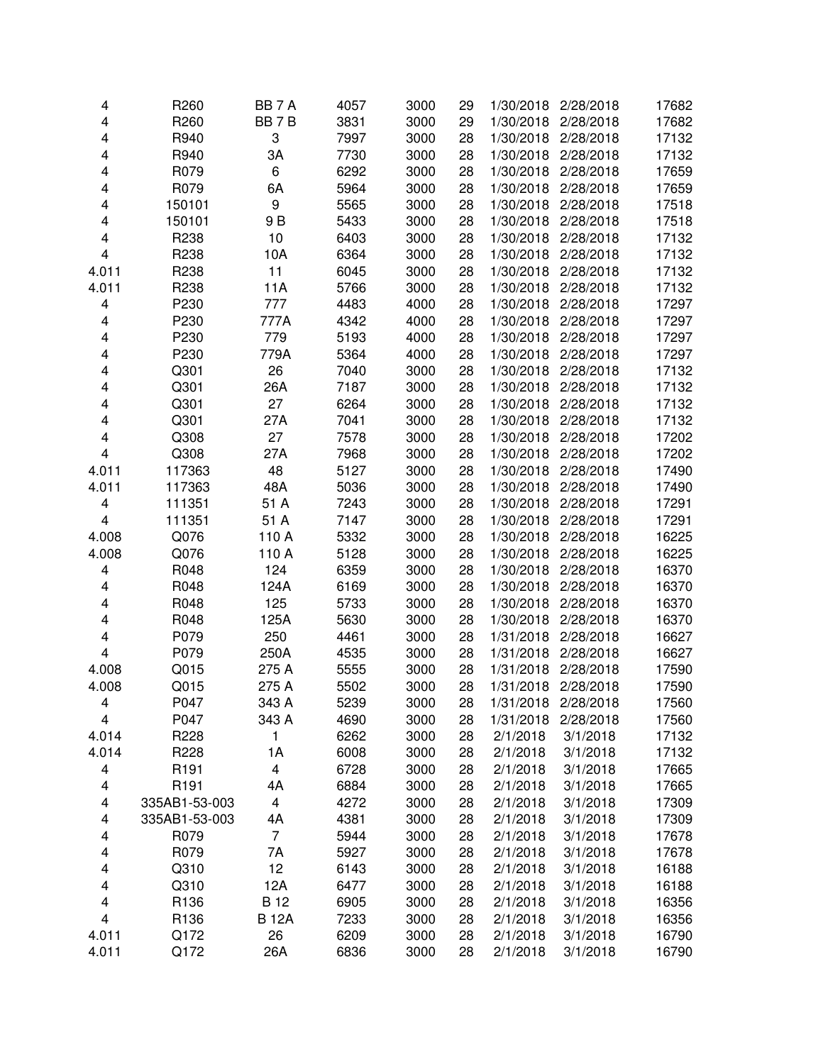| | | | | | | | | |
|---|---|---|---|---|---|---|---|---|
| 4 | R260 | BB 7 A | 4057 | 3000 | 29 | 1/30/2018 | 2/28/2018 | 17682 |
| 4 | R260 | BB 7 B | 3831 | 3000 | 29 | 1/30/2018 | 2/28/2018 | 17682 |
| 4 | R940 | 3 | 7997 | 3000 | 28 | 1/30/2018 | 2/28/2018 | 17132 |
| 4 | R940 | 3A | 7730 | 3000 | 28 | 1/30/2018 | 2/28/2018 | 17132 |
| 4 | R079 | 6 | 6292 | 3000 | 28 | 1/30/2018 | 2/28/2018 | 17659 |
| 4 | R079 | 6A | 5964 | 3000 | 28 | 1/30/2018 | 2/28/2018 | 17659 |
| 4 | 150101 | 9 | 5565 | 3000 | 28 | 1/30/2018 | 2/28/2018 | 17518 |
| 4 | 150101 | 9 B | 5433 | 3000 | 28 | 1/30/2018 | 2/28/2018 | 17518 |
| 4 | R238 | 10 | 6403 | 3000 | 28 | 1/30/2018 | 2/28/2018 | 17132 |
| 4 | R238 | 10A | 6364 | 3000 | 28 | 1/30/2018 | 2/28/2018 | 17132 |
| 4.011 | R238 | 11 | 6045 | 3000 | 28 | 1/30/2018 | 2/28/2018 | 17132 |
| 4.011 | R238 | 11A | 5766 | 3000 | 28 | 1/30/2018 | 2/28/2018 | 17132 |
| 4 | P230 | 777 | 4483 | 4000 | 28 | 1/30/2018 | 2/28/2018 | 17297 |
| 4 | P230 | 777A | 4342 | 4000 | 28 | 1/30/2018 | 2/28/2018 | 17297 |
| 4 | P230 | 779 | 5193 | 4000 | 28 | 1/30/2018 | 2/28/2018 | 17297 |
| 4 | P230 | 779A | 5364 | 4000 | 28 | 1/30/2018 | 2/28/2018 | 17297 |
| 4 | Q301 | 26 | 7040 | 3000 | 28 | 1/30/2018 | 2/28/2018 | 17132 |
| 4 | Q301 | 26A | 7187 | 3000 | 28 | 1/30/2018 | 2/28/2018 | 17132 |
| 4 | Q301 | 27 | 6264 | 3000 | 28 | 1/30/2018 | 2/28/2018 | 17132 |
| 4 | Q301 | 27A | 7041 | 3000 | 28 | 1/30/2018 | 2/28/2018 | 17132 |
| 4 | Q308 | 27 | 7578 | 3000 | 28 | 1/30/2018 | 2/28/2018 | 17202 |
| 4 | Q308 | 27A | 7968 | 3000 | 28 | 1/30/2018 | 2/28/2018 | 17202 |
| 4.011 | 117363 | 48 | 5127 | 3000 | 28 | 1/30/2018 | 2/28/2018 | 17490 |
| 4.011 | 117363 | 48A | 5036 | 3000 | 28 | 1/30/2018 | 2/28/2018 | 17490 |
| 4 | 111351 | 51 A | 7243 | 3000 | 28 | 1/30/2018 | 2/28/2018 | 17291 |
| 4 | 111351 | 51 A | 7147 | 3000 | 28 | 1/30/2018 | 2/28/2018 | 17291 |
| 4.008 | Q076 | 110 A | 5332 | 3000 | 28 | 1/30/2018 | 2/28/2018 | 16225 |
| 4.008 | Q076 | 110 A | 5128 | 3000 | 28 | 1/30/2018 | 2/28/2018 | 16225 |
| 4 | R048 | 124 | 6359 | 3000 | 28 | 1/30/2018 | 2/28/2018 | 16370 |
| 4 | R048 | 124A | 6169 | 3000 | 28 | 1/30/2018 | 2/28/2018 | 16370 |
| 4 | R048 | 125 | 5733 | 3000 | 28 | 1/30/2018 | 2/28/2018 | 16370 |
| 4 | R048 | 125A | 5630 | 3000 | 28 | 1/30/2018 | 2/28/2018 | 16370 |
| 4 | P079 | 250 | 4461 | 3000 | 28 | 1/31/2018 | 2/28/2018 | 16627 |
| 4 | P079 | 250A | 4535 | 3000 | 28 | 1/31/2018 | 2/28/2018 | 16627 |
| 4.008 | Q015 | 275 A | 5555 | 3000 | 28 | 1/31/2018 | 2/28/2018 | 17590 |
| 4.008 | Q015 | 275 A | 5502 | 3000 | 28 | 1/31/2018 | 2/28/2018 | 17590 |
| 4 | P047 | 343 A | 5239 | 3000 | 28 | 1/31/2018 | 2/28/2018 | 17560 |
| 4 | P047 | 343 A | 4690 | 3000 | 28 | 1/31/2018 | 2/28/2018 | 17560 |
| 4.014 | R228 | 1 | 6262 | 3000 | 28 | 2/1/2018 | 3/1/2018 | 17132 |
| 4.014 | R228 | 1A | 6008 | 3000 | 28 | 2/1/2018 | 3/1/2018 | 17132 |
| 4 | R191 | 4 | 6728 | 3000 | 28 | 2/1/2018 | 3/1/2018 | 17665 |
| 4 | R191 | 4A | 6884 | 3000 | 28 | 2/1/2018 | 3/1/2018 | 17665 |
| 4 | 335AB1-53-003 | 4 | 4272 | 3000 | 28 | 2/1/2018 | 3/1/2018 | 17309 |
| 4 | 335AB1-53-003 | 4A | 4381 | 3000 | 28 | 2/1/2018 | 3/1/2018 | 17309 |
| 4 | R079 | 7 | 5944 | 3000 | 28 | 2/1/2018 | 3/1/2018 | 17678 |
| 4 | R079 | 7A | 5927 | 3000 | 28 | 2/1/2018 | 3/1/2018 | 17678 |
| 4 | Q310 | 12 | 6143 | 3000 | 28 | 2/1/2018 | 3/1/2018 | 16188 |
| 4 | Q310 | 12A | 6477 | 3000 | 28 | 2/1/2018 | 3/1/2018 | 16188 |
| 4 | R136 | B 12 | 6905 | 3000 | 28 | 2/1/2018 | 3/1/2018 | 16356 |
| 4 | R136 | B 12A | 7233 | 3000 | 28 | 2/1/2018 | 3/1/2018 | 16356 |
| 4.011 | Q172 | 26 | 6209 | 3000 | 28 | 2/1/2018 | 3/1/2018 | 16790 |
| 4.011 | Q172 | 26A | 6836 | 3000 | 28 | 2/1/2018 | 3/1/2018 | 16790 |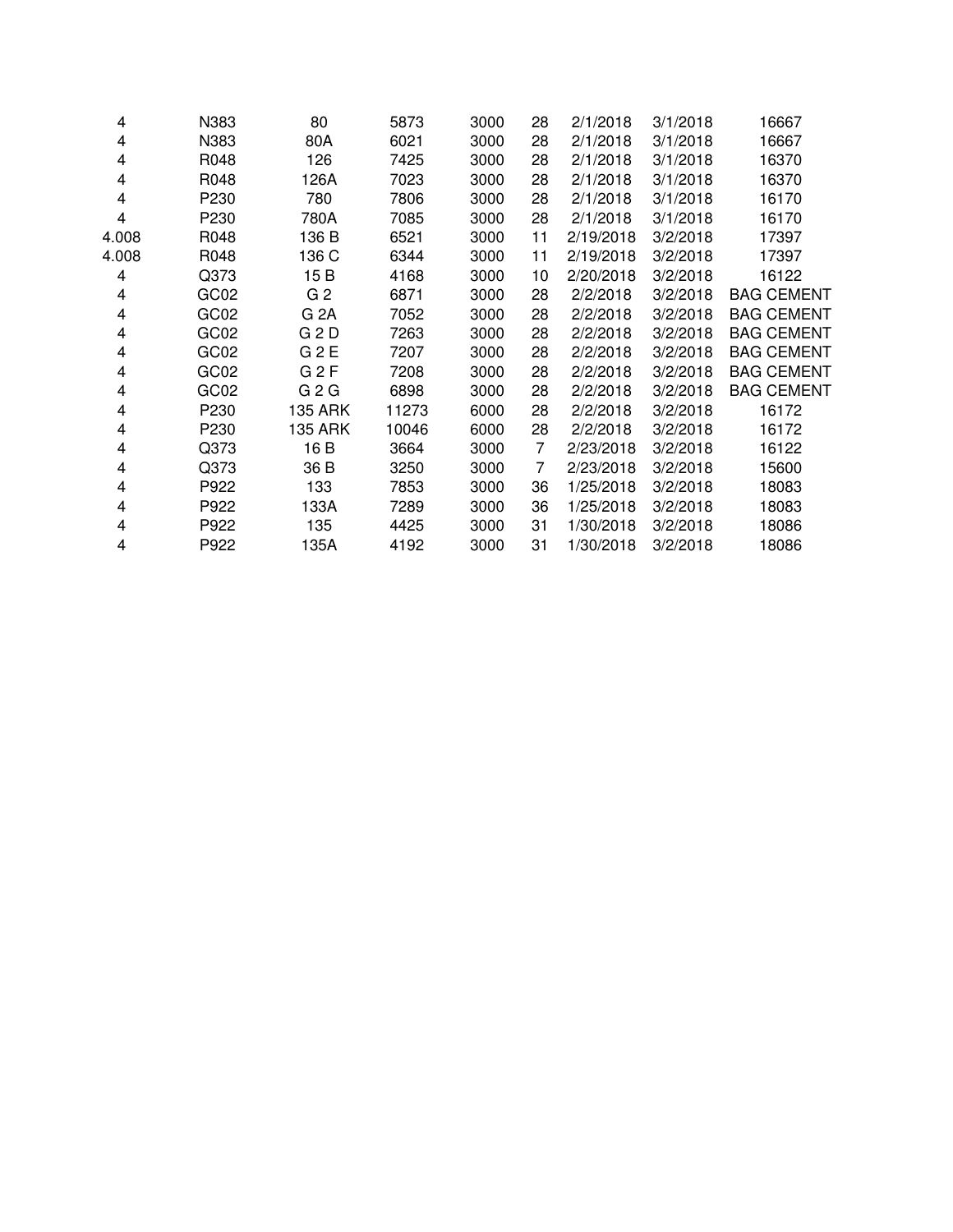| | | | | | | | | |
|---|---|---|---|---|---|---|---|---|
| 4 | N383 | 80 | 5873 | 3000 | 28 | 2/1/2018 | 3/1/2018 | 16667 |
| 4 | N383 | 80A | 6021 | 3000 | 28 | 2/1/2018 | 3/1/2018 | 16667 |
| 4 | R048 | 126 | 7425 | 3000 | 28 | 2/1/2018 | 3/1/2018 | 16370 |
| 4 | R048 | 126A | 7023 | 3000 | 28 | 2/1/2018 | 3/1/2018 | 16370 |
| 4 | P230 | 780 | 7806 | 3000 | 28 | 2/1/2018 | 3/1/2018 | 16170 |
| 4 | P230 | 780A | 7085 | 3000 | 28 | 2/1/2018 | 3/1/2018 | 16170 |
| 4.008 | R048 | 136 B | 6521 | 3000 | 11 | 2/19/2018 | 3/2/2018 | 17397 |
| 4.008 | R048 | 136 C | 6344 | 3000 | 11 | 2/19/2018 | 3/2/2018 | 17397 |
| 4 | Q373 | 15 B | 4168 | 3000 | 10 | 2/20/2018 | 3/2/2018 | 16122 |
| 4 | GC02 | G 2 | 6871 | 3000 | 28 | 2/2/2018 | 3/2/2018 | BAG CEMENT |
| 4 | GC02 | G 2A | 7052 | 3000 | 28 | 2/2/2018 | 3/2/2018 | BAG CEMENT |
| 4 | GC02 | G 2 D | 7263 | 3000 | 28 | 2/2/2018 | 3/2/2018 | BAG CEMENT |
| 4 | GC02 | G 2 E | 7207 | 3000 | 28 | 2/2/2018 | 3/2/2018 | BAG CEMENT |
| 4 | GC02 | G 2 F | 7208 | 3000 | 28 | 2/2/2018 | 3/2/2018 | BAG CEMENT |
| 4 | GC02 | G 2 G | 6898 | 3000 | 28 | 2/2/2018 | 3/2/2018 | BAG CEMENT |
| 4 | P230 | 135 ARK | 11273 | 6000 | 28 | 2/2/2018 | 3/2/2018 | 16172 |
| 4 | P230 | 135 ARK | 10046 | 6000 | 28 | 2/2/2018 | 3/2/2018 | 16172 |
| 4 | Q373 | 16 B | 3664 | 3000 | 7 | 2/23/2018 | 3/2/2018 | 16122 |
| 4 | Q373 | 36 B | 3250 | 3000 | 7 | 2/23/2018 | 3/2/2018 | 15600 |
| 4 | P922 | 133 | 7853 | 3000 | 36 | 1/25/2018 | 3/2/2018 | 18083 |
| 4 | P922 | 133A | 7289 | 3000 | 36 | 1/25/2018 | 3/2/2018 | 18083 |
| 4 | P922 | 135 | 4425 | 3000 | 31 | 1/30/2018 | 3/2/2018 | 18086 |
| 4 | P922 | 135A | 4192 | 3000 | 31 | 1/30/2018 | 3/2/2018 | 18086 |